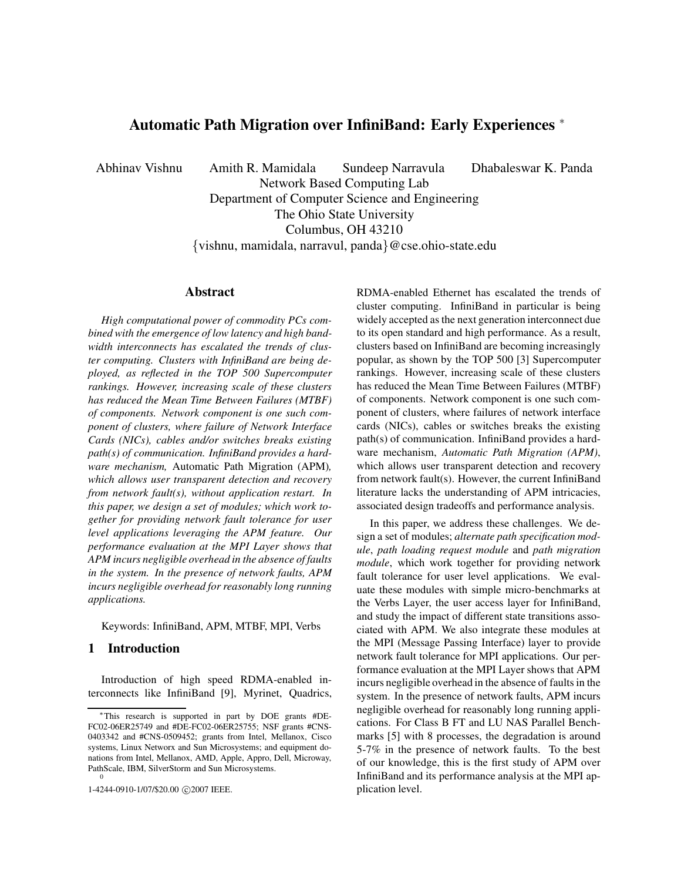# Automatic Path Migration over InfiniBand: Early Experiences *

Abhinav Vishnu    Amith R. Mamidala    Sundeep Narravula    Dhabaleswar K. Panda

Network Based Computing Lab
Department of Computer Science and Engineering
The Ohio State University
Columbus, OH 43210
{vishnu, mamidala, narravul, panda}@cse.ohio-state.edu

## Abstract

*High computational power of commodity PCs combined with the emergence of low latency and high bandwidth interconnects has escalated the trends of cluster computing. Clusters with InfiniBand are being deployed, as reflected in the TOP 500 Supercomputer rankings. However, increasing scale of these clusters has reduced the Mean Time Between Failures (MTBF) of components. Network component is one such component of clusters, where failure of Network Interface Cards (NICs), cables and/or switches breaks existing path(s) of communication. InfiniBand provides a hardware mechanism,* Automatic Path Migration (APM)*, which allows user transparent detection and recovery from network fault(s), without application restart. In this paper, we design a set of modules; which work together for providing network fault tolerance for user level applications leveraging the APM feature. Our performance evaluation at the MPI Layer shows that APM incurs negligible overhead in the absence of faults in the system. In the presence of network faults, APM incurs negligible overhead for reasonably long running applications.*

Keywords: InfiniBand, APM, MTBF, MPI, Verbs

## 1 Introduction

Introduction of high speed RDMA-enabled interconnects like InfiniBand [9], Myrinet, Quadrics, RDMA-enabled Ethernet has escalated the trends of cluster computing. InfiniBand in particular is being widely accepted as the next generation interconnect due to its open standard and high performance. As a result, clusters based on InfiniBand are becoming increasingly popular, as shown by the TOP 500 [3] Supercomputer rankings. However, increasing scale of these clusters has reduced the Mean Time Between Failures (MTBF) of components. Network component is one such component of clusters, where failures of network interface cards (NICs), cables or switches breaks the existing path(s) of communication. InfiniBand provides a hardware mechanism, *Automatic Path Migration (APM)*, which allows user transparent detection and recovery from network fault(s). However, the current InfiniBand literature lacks the understanding of APM intricacies, associated design tradeoffs and performance analysis.

In this paper, we address these challenges. We design a set of modules; *alternate path specification module*, *path loading request module* and *path migration module*, which work together for providing network fault tolerance for user level applications. We evaluate these modules with simple micro-benchmarks at the Verbs Layer, the user access layer for InfiniBand, and study the impact of different state transitions associated with APM. We also integrate these modules at the MPI (Message Passing Interface) layer to provide network fault tolerance for MPI applications. Our performance evaluation at the MPI Layer shows that APM incurs negligible overhead in the absence of faults in the system. In the presence of network faults, APM incurs negligible overhead for reasonably long running applications. For Class B FT and LU NAS Parallel Benchmarks [5] with 8 processes, the degradation is around 5-7% in the presence of network faults. To the best of our knowledge, this is the first study of APM over InfiniBand and its performance analysis at the MPI application level.

*This research is supported in part by DOE grants #DE-FC02-06ER25749 and #DE-FC02-06ER25755; NSF grants #CNS-0403342 and #CNS-0509452; grants from Intel, Mellanox, Cisco systems, Linux Networx and Sun Microsystems; and equipment donations from Intel, Mellanox, AMD, Apple, Appro, Dell, Microway, PathScale, IBM, SilverStorm and Sun Microsystems.

1-4244-0910-1/07/$20.00 ©2007 IEEE.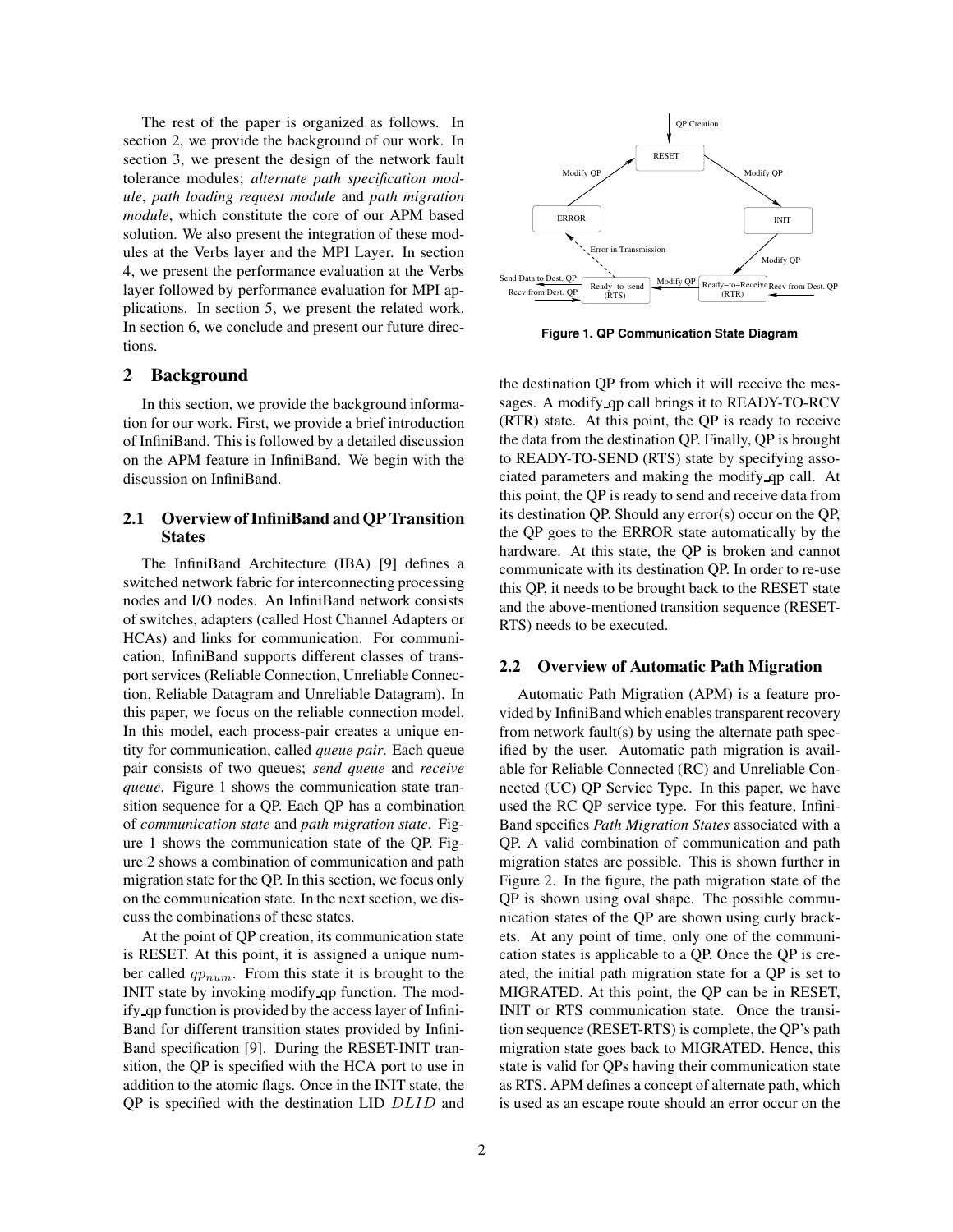The rest of the paper is organized as follows. In section 2, we provide the background of our work. In section 3, we present the design of the network fault tolerance modules; *alternate path specification module*, *path loading request module* and *path migration module*, which constitute the core of our APM based solution. We also present the integration of these modules at the Verbs layer and the MPI Layer. In section 4, we present the performance evaluation at the Verbs layer followed by performance evaluation for MPI applications. In section 5, we present the related work. In section 6, we conclude and present our future directions.

## 2 Background

In this section, we provide the background information for our work. First, we provide a brief introduction of InfiniBand. This is followed by a detailed discussion on the APM feature in InfiniBand. We begin with the discussion on InfiniBand.

### 2.1 Overview of InfiniBand and QP Transition States

The InfiniBand Architecture (IBA) [9] defines a switched network fabric for interconnecting processing nodes and I/O nodes. An InfiniBand network consists of switches, adapters (called Host Channel Adapters or HCAs) and links for communication. For communication, InfiniBand supports different classes of transport services (Reliable Connection, Unreliable Connection, Reliable Datagram and Unreliable Datagram). In this paper, we focus on the reliable connection model. In this model, each process-pair creates a unique entity for communication, called *queue pair*. Each queue pair consists of two queues; *send queue* and *receive queue*. Figure 1 shows the communication state transition sequence for a QP. Each QP has a combination of *communication state* and *path migration state*. Figure 1 shows the communication state of the QP. Figure 2 shows a combination of communication and path migration state for the QP. In this section, we focus only on the communication state. In the next section, we discuss the combinations of these states.

At the point of QP creation, its communication state is RESET. At this point, it is assigned a unique number called $qp_{num}$. From this state it is brought to the INIT state by invoking modify_qp function. The modify_qp function is provided by the access layer of InfiniBand for different transition states provided by InfiniBand specification [9]. During the RESET-INIT transition, the QP is specified with the HCA port to use in addition to the atomic flags. Once in the INIT state, the QP is specified with the destination LID $DLID$ and the destination QP from which it will receive the messages. A modify_qp call brings it to READY-TO-RCV (RTR) state. At this point, the QP is ready to receive the data from the destination QP. Finally, QP is brought to READY-TO-SEND (RTS) state by specifying associated parameters and making the modify_qp call. At this point, the QP is ready to send and receive data from its destination QP. Should any error(s) occur on the QP, the QP goes to the ERROR state automatically by the hardware. At this state, the QP is broken and cannot communicate with its destination QP. In order to re-use this QP, it needs to be brought back to the RESET state and the above-mentioned transition sequence (RESET-RTS) needs to be executed.

**Figure 1. QP Communication State Diagram**

### 2.2 Overview of Automatic Path Migration

Automatic Path Migration (APM) is a feature provided by InfiniBand which enables transparent recovery from network fault(s) by using the alternate path specified by the user. Automatic path migration is available for Reliable Connected (RC) and Unreliable Connected (UC) QP Service Type. In this paper, we have used the RC QP service type. For this feature, InfiniBand specifies *Path Migration States* associated with a QP. A valid combination of communication and path migration states are possible. This is shown further in Figure 2. In the figure, the path migration state of the QP is shown using oval shape. The possible communication states of the QP are shown using curly brackets. At any point of time, only one of the communication states is applicable to a QP. Once the QP is created, the initial path migration state for a QP is set to MIGRATED. At this point, the QP can be in RESET, INIT or RTS communication state. Once the transition sequence (RESET-RTS) is complete, the QP's path migration state goes back to MIGRATED. Hence, this state is valid for QPs having their communication state as RTS. APM defines a concept of alternate path, which is used as an escape route should an error occur on the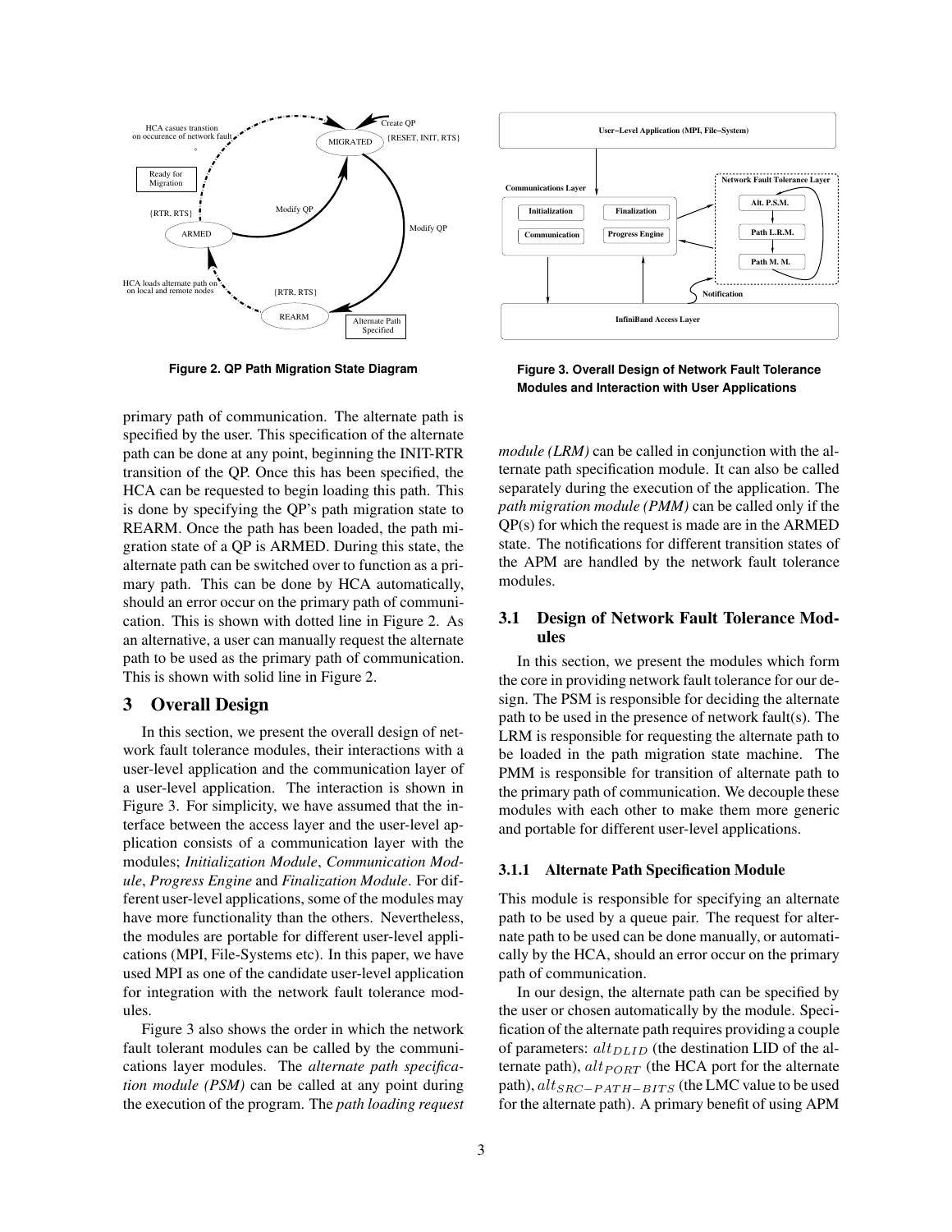Figure 2. QP Path Migration State Diagram

Figure 3. Overall Design of Network Fault Tolerance Modules and Interaction with User Applications

primary path of communication. The alternate path is specified by the user. This specification of the alternate path can be done at any point, beginning the INIT-RTR transition of the QP. Once this has been specified, the HCA can be requested to begin loading this path. This is done by specifying the QP's path migration state to REARM. Once the path has been loaded, the path migration state of a QP is ARMED. During this state, the alternate path can be switched over to function as a primary path. This can be done by HCA automatically, should an error occur on the primary path of communication. This is shown with dotted line in Figure 2. As an alternative, a user can manually request the alternate path to be used as the primary path of communication. This is shown with solid line in Figure 2.

## 3 Overall Design

In this section, we present the overall design of network fault tolerance modules, their interactions with a user-level application and the communication layer of a user-level application. The interaction is shown in Figure 3. For simplicity, we have assumed that the interface between the access layer and the user-level application consists of a communication layer with the modules; *Initialization Module*, *Communication Module*, *Progress Engine* and *Finalization Module*. For different user-level applications, some of the modules may have more functionality than the others. Nevertheless, the modules are portable for different user-level applications (MPI, File-Systems etc). In this paper, we have used MPI as one of the candidate user-level application for integration with the network fault tolerance modules.

Figure 3 also shows the order in which the network fault tolerant modules can be called by the communications layer modules. The *alternate path specification module (PSM)* can be called at any point during the execution of the program. The *path loading request module (LRM)* can be called in conjunction with the alternate path specification module. It can also be called separately during the execution of the application. The *path migration module (PMM)* can be called only if the QP(s) for which the request is made are in the ARMED state. The notifications for different transition states of the APM are handled by the network fault tolerance modules.

### 3.1 Design of Network Fault Tolerance Modules

In this section, we present the modules which form the core in providing network fault tolerance for our design. The PSM is responsible for deciding the alternate path to be used in the presence of network fault(s). The LRM is responsible for requesting the alternate path to be loaded in the path migration state machine. The PMM is responsible for transition of alternate path to the primary path of communication. We decouple these modules with each other to make them more generic and portable for different user-level applications.

#### 3.1.1 Alternate Path Specification Module

This module is responsible for specifying an alternate path to be used by a queue pair. The request for alternate path to be used can be done manually, or automatically by the HCA, should an error occur on the primary path of communication.

In our design, the alternate path can be specified by the user or chosen automatically by the module. Specification of the alternate path requires providing a couple of parameters: $alt_{DLID}$ (the destination LID of the alternate path), $alt_{PORT}$ (the HCA port for the alternate path), $alt_{SRC-PATH-BITS}$ (the LMC value to be used for the alternate path). A primary benefit of using APM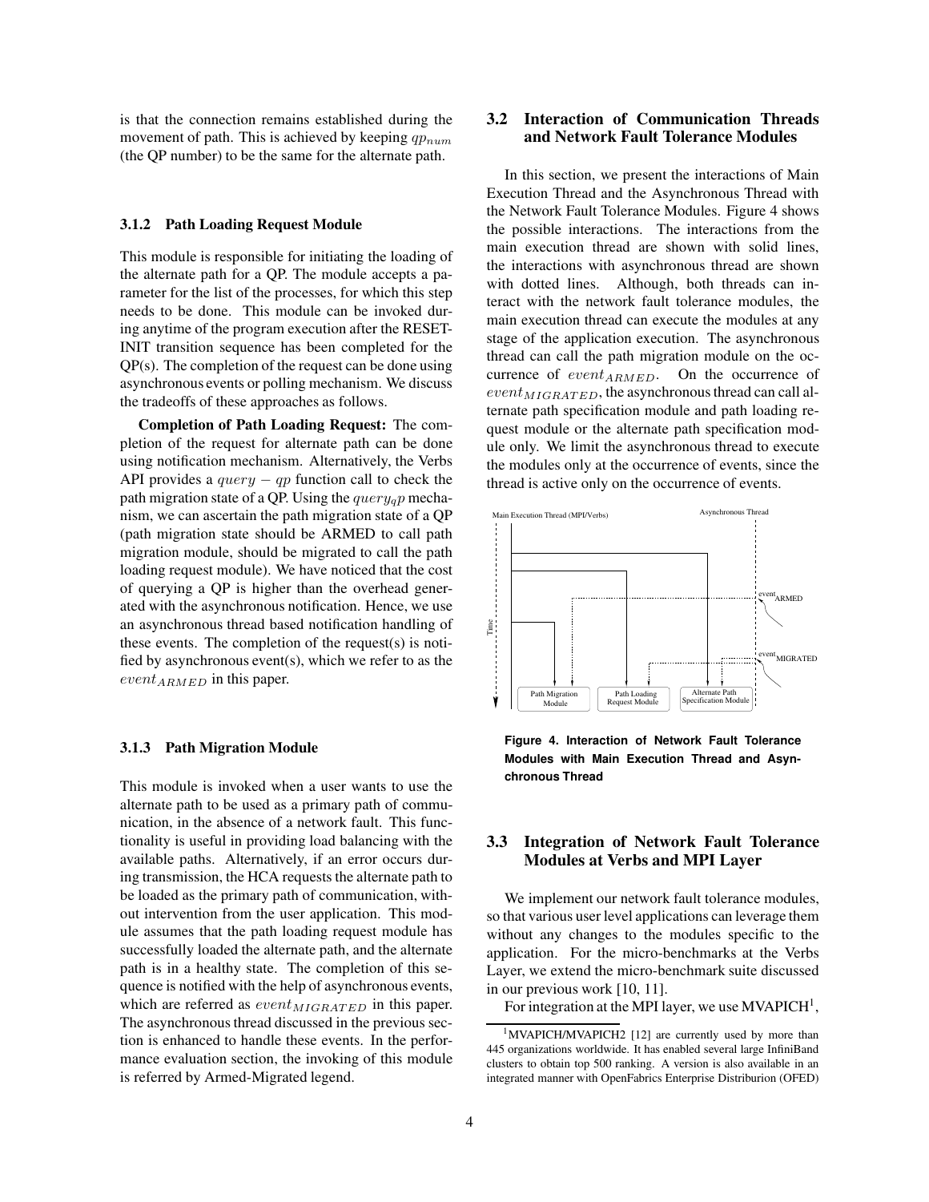is that the connection remains established during the movement of path. This is achieved by keeping $qp_{num}$ (the QP number) to be the same for the alternate path.

#### 3.1.2 Path Loading Request Module

This module is responsible for initiating the loading of the alternate path for a QP. The module accepts a parameter for the list of the processes, for which this step needs to be done. This module can be invoked during anytime of the program execution after the RESET-INIT transition sequence has been completed for the QP(s). The completion of the request can be done using asynchronous events or polling mechanism. We discuss the tradeoffs of these approaches as follows.

**Completion of Path Loading Request:** The completion of the request for alternate path can be done using notification mechanism. Alternatively, the Verbs API provides a $query - qp$ function call to check the path migration state of a QP. Using the $query_{q}p$ mechanism, we can ascertain the path migration state of a QP (path migration state should be ARMED to call path migration module, should be migrated to call the path loading request module). We have noticed that the cost of querying a QP is higher than the overhead generated with the asynchronous notification. Hence, we use an asynchronous thread based notification handling of these events. The completion of the request(s) is notified by asynchronous event(s), which we refer to as the $event_{ARMED}$ in this paper.

#### 3.1.3 Path Migration Module

This module is invoked when a user wants to use the alternate path to be used as a primary path of communication, in the absence of a network fault. This functionality is useful in providing load balancing with the available paths. Alternatively, if an error occurs during transmission, the HCA requests the alternate path to be loaded as the primary path of communication, without intervention from the user application. This module assumes that the path loading request module has successfully loaded the alternate path, and the alternate path is in a healthy state. The completion of this sequence is notified with the help of asynchronous events, which are referred as $event_{MIGRATED}$ in this paper. The asynchronous thread discussed in the previous section is enhanced to handle these events. In the performance evaluation section, the invoking of this module is referred by Armed-Migrated legend.

### 3.2 Interaction of Communication Threads and Network Fault Tolerance Modules

In this section, we present the interactions of Main Execution Thread and the Asynchronous Thread with the Network Fault Tolerance Modules. Figure 4 shows the possible interactions. The interactions from the main execution thread are shown with solid lines, the interactions with asynchronous thread are shown with dotted lines. Although, both threads can interact with the network fault tolerance modules, the main execution thread can execute the modules at any stage of the application execution. The asynchronous thread can call the path migration module on the occurrence of $event_{ARMED}$. On the occurrence of $event_{MIGRATED}$, the asynchronous thread can call alternate path specification module and path loading request module or the alternate path specification module only. We limit the asynchronous thread to execute the modules only at the occurrence of events, since the thread is active only on the occurrence of events.

**Figure 4. Interaction of Network Fault Tolerance Modules with Main Execution Thread and Asynchronous Thread**

### 3.3 Integration of Network Fault Tolerance Modules at Verbs and MPI Layer

We implement our network fault tolerance modules, so that various user level applications can leverage them without any changes to the modules specific to the application. For the micro-benchmarks at the Verbs Layer, we extend the micro-benchmark suite discussed in our previous work [10, 11].

For integration at the MPI layer, we use MVAPICH[1],

[1] MVAPICH/MVAPICH2 [12] are currently used by more than 445 organizations worldwide. It has enabled several large InfiniBand clusters to obtain top 500 ranking. A version is also available in an integrated manner with OpenFabrics Enterprise Distriburion (OFED)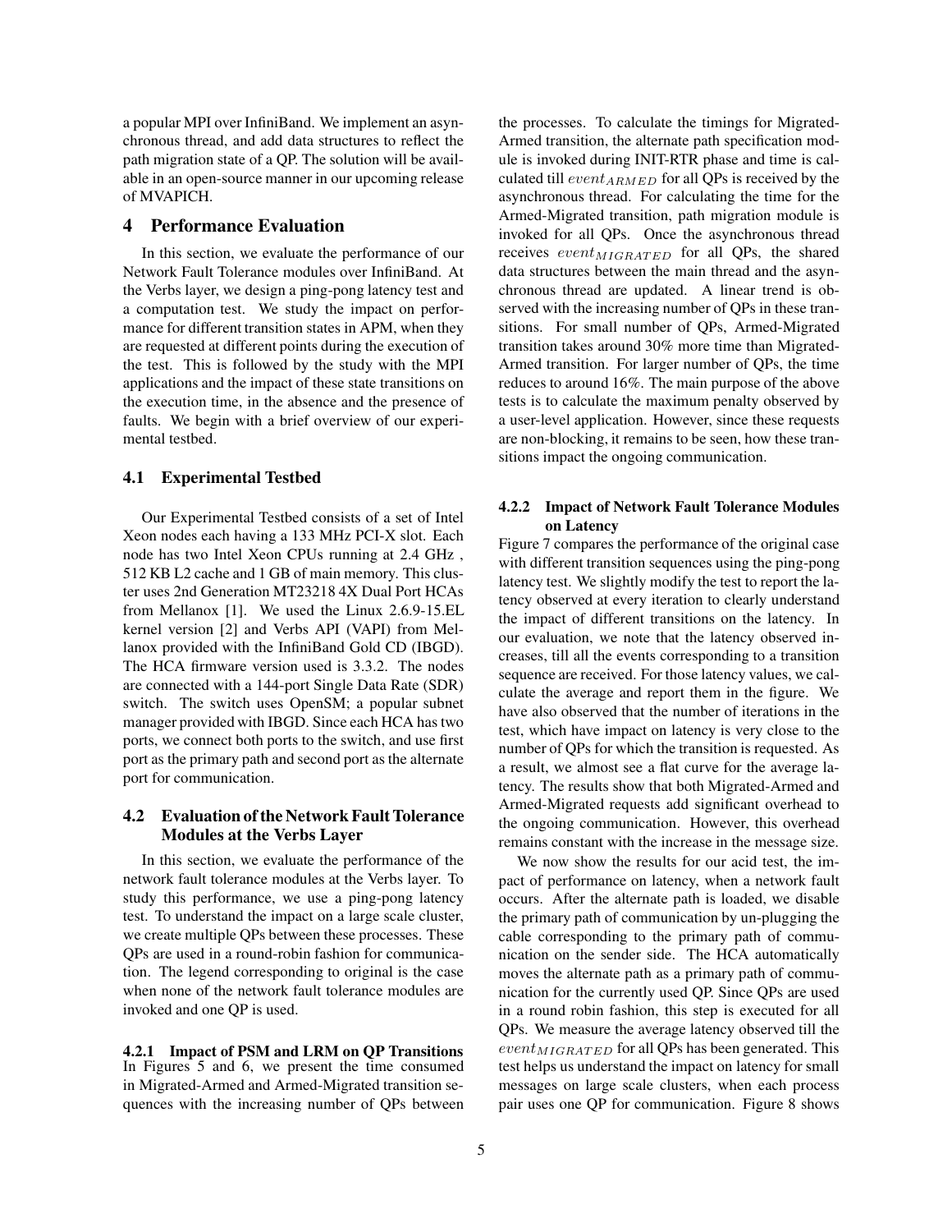a popular MPI over InfiniBand. We implement an asynchronous thread, and add data structures to reflect the path migration state of a QP. The solution will be available in an open-source manner in our upcoming release of MVAPICH.

# 4 Performance Evaluation

In this section, we evaluate the performance of our Network Fault Tolerance modules over InfiniBand. At the Verbs layer, we design a ping-pong latency test and a computation test. We study the impact on performance for different transition states in APM, when they are requested at different points during the execution of the test. This is followed by the study with the MPI applications and the impact of these state transitions on the execution time, in the absence and the presence of faults. We begin with a brief overview of our experimental testbed.

## 4.1 Experimental Testbed

Our Experimental Testbed consists of a set of Intel Xeon nodes each having a 133 MHz PCI-X slot. Each node has two Intel Xeon CPUs running at 2.4 GHz , 512 KB L2 cache and 1 GB of main memory. This cluster uses 2nd Generation MT23218 4X Dual Port HCAs from Mellanox [1]. We used the Linux 2.6.9-15.EL kernel version [2] and Verbs API (VAPI) from Mellanox provided with the InfiniBand Gold CD (IBGD). The HCA firmware version used is 3.3.2. The nodes are connected with a 144-port Single Data Rate (SDR) switch. The switch uses OpenSM; a popular subnet manager provided with IBGD. Since each HCA has two ports, we connect both ports to the switch, and use first port as the primary path and second port as the alternate port for communication.

## 4.2 Evaluation of the Network Fault Tolerance Modules at the Verbs Layer

In this section, we evaluate the performance of the network fault tolerance modules at the Verbs layer. To study this performance, we use a ping-pong latency test. To understand the impact on a large scale cluster, we create multiple QPs between these processes. These QPs are used in a round-robin fashion for communication. The legend corresponding to original is the case when none of the network fault tolerance modules are invoked and one QP is used.

### 4.2.1 Impact of PSM and LRM on QP Transitions

In Figures 5 and 6, we present the time consumed in Migrated-Armed and Armed-Migrated transition sequences with the increasing number of QPs between the processes. To calculate the timings for Migrated-Armed transition, the alternate path specification module is invoked during INIT-RTR phase and time is calculated till $event_{ARMED}$ for all QPs is received by the asynchronous thread. For calculating the time for the Armed-Migrated transition, path migration module is invoked for all QPs. Once the asynchronous thread receives $event_{MIGRATED}$ for all QPs, the shared data structures between the main thread and the asynchronous thread are updated. A linear trend is observed with the increasing number of QPs in these transitions. For small number of QPs, Armed-Migrated transition takes around 30% more time than Migrated-Armed transition. For larger number of QPs, the time reduces to around 16%. The main purpose of the above tests is to calculate the maximum penalty observed by a user-level application. However, since these requests are non-blocking, it remains to be seen, how these transitions impact the ongoing communication.

### 4.2.2 Impact of Network Fault Tolerance Modules on Latency

Figure 7 compares the performance of the original case with different transition sequences using the ping-pong latency test. We slightly modify the test to report the latency observed at every iteration to clearly understand the impact of different transitions on the latency. In our evaluation, we note that the latency observed increases, till all the events corresponding to a transition sequence are received. For those latency values, we calculate the average and report them in the figure. We have also observed that the number of iterations in the test, which have impact on latency is very close to the number of QPs for which the transition is requested. As a result, we almost see a flat curve for the average latency. The results show that both Migrated-Armed and Armed-Migrated requests add significant overhead to the ongoing communication. However, this overhead remains constant with the increase in the message size.

We now show the results for our acid test, the impact of performance on latency, when a network fault occurs. After the alternate path is loaded, we disable the primary path of communication by un-plugging the cable corresponding to the primary path of communication on the sender side. The HCA automatically moves the alternate path as a primary path of communication for the currently used QP. Since QPs are used in a round robin fashion, this step is executed for all QPs. We measure the average latency observed till the $event_{MIGRATED}$ for all QPs has been generated. This test helps us understand the impact on latency for small messages on large scale clusters, when each process pair uses one QP for communication. Figure 8 shows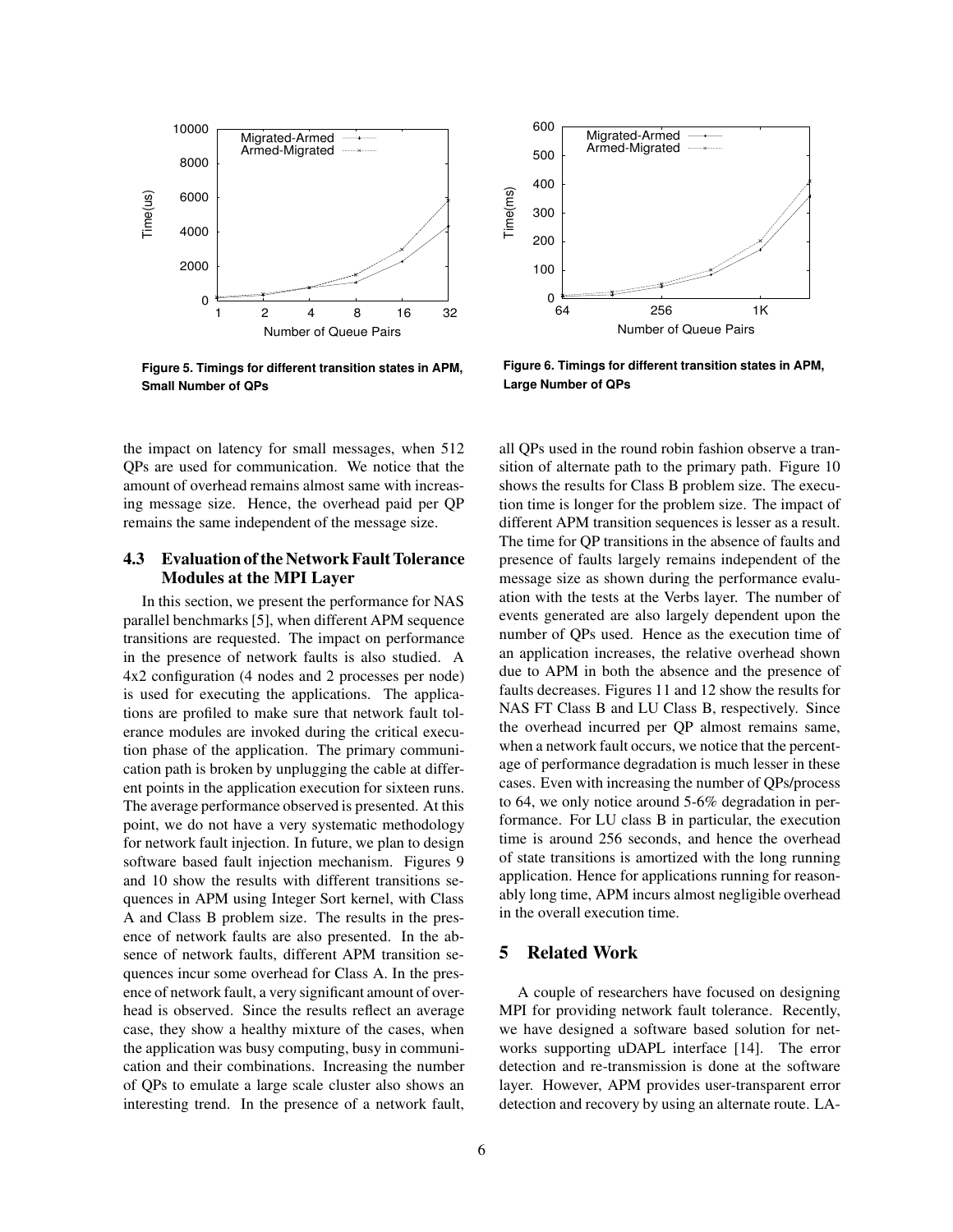10000
8000
6000
4000
2000
0
Time(us)
1 2 4 8 16 32
Number of Queue Pairs
Migrated-Armed
Armed-Migrated

**Figure 5. Timings for different transition states in APM, Small Number of QPs**

600
500
400
300
200
100
0
Time(ms)
64 256 1K
Number of Queue Pairs
Migrated-Armed
Armed-Migrated

**Figure 6. Timings for different transition states in APM, Large Number of QPs**

the impact on latency for small messages, when 512 QPs are used for communication. We notice that the amount of overhead remains almost same with increasing message size. Hence, the overhead paid per QP remains the same independent of the message size.

### 4.3 Evaluation of the Network Fault Tolerance Modules at the MPI Layer

In this section, we present the performance for NAS parallel benchmarks [5], when different APM sequence transitions are requested. The impact on performance in the presence of network faults is also studied. A 4x2 configuration (4 nodes and 2 processes per node) is used for executing the applications. The applications are profiled to make sure that network fault tolerance modules are invoked during the critical execution phase of the application. The primary communication path is broken by unplugging the cable at different points in the application execution for sixteen runs. The average performance observed is presented. At this point, we do not have a very systematic methodology for network fault injection. In future, we plan to design software based fault injection mechanism. Figures 9 and 10 show the results with different transitions sequences in APM using Integer Sort kernel, with Class A and Class B problem size. The results in the presence of network faults are also presented. In the absence of network faults, different APM transition sequences incur some overhead for Class A. In the presence of network fault, a very significant amount of overhead is observed. Since the results reflect an average case, they show a healthy mixture of the cases, when the application was busy computing, busy in communication and their combinations. Increasing the number of QPs to emulate a large scale cluster also shows an interesting trend. In the presence of a network fault, all QPs used in the round robin fashion observe a transition of alternate path to the primary path. Figure 10 shows the results for Class B problem size. The execution time is longer for the problem size. The impact of different APM transition sequences is lesser as a result. The time for QP transitions in the absence of faults and presence of faults largely remains independent of the message size as shown during the performance evaluation with the tests at the Verbs layer. The number of events generated are also largely dependent upon the number of QPs used. Hence as the execution time of an application increases, the relative overhead shown due to APM in both the absence and the presence of faults decreases. Figures 11 and 12 show the results for NAS FT Class B and LU Class B, respectively. Since the overhead incurred per QP almost remains same, when a network fault occurs, we notice that the percentage of performance degradation is much lesser in these cases. Even with increasing the number of QPs/process to 64, we only notice around 5-6% degradation in performance. For LU class B in particular, the execution time is around 256 seconds, and hence the overhead of state transitions is amortized with the long running application. Hence for applications running for reasonably long time, APM incurs almost negligible overhead in the overall execution time.

## 5 Related Work

A couple of researchers have focused on designing MPI for providing network fault tolerance. Recently, we have designed a software based solution for networks supporting uDAPL interface [14]. The error detection and re-transmission is done at the software layer. However, APM provides user-transparent error detection and recovery by using an alternate route. LA-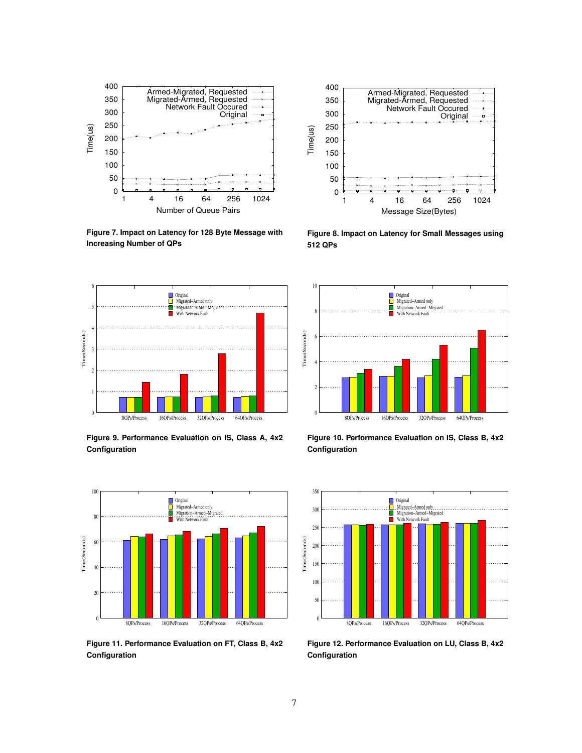Figure 7. Impact on Latency for 128 Byte Message with Increasing Number of QPs

Figure 8. Impact on Latency for Small Messages using 512 QPs

Figure 9. Performance Evaluation on IS, Class A, 4x2 Configuration

Figure 10. Performance Evaluation on IS, Class B, 4x2 Configuration

Figure 11. Performance Evaluation on FT, Class B, 4x2 Configuration

Figure 12. Performance Evaluation on LU, Class B, 4x2 Configuration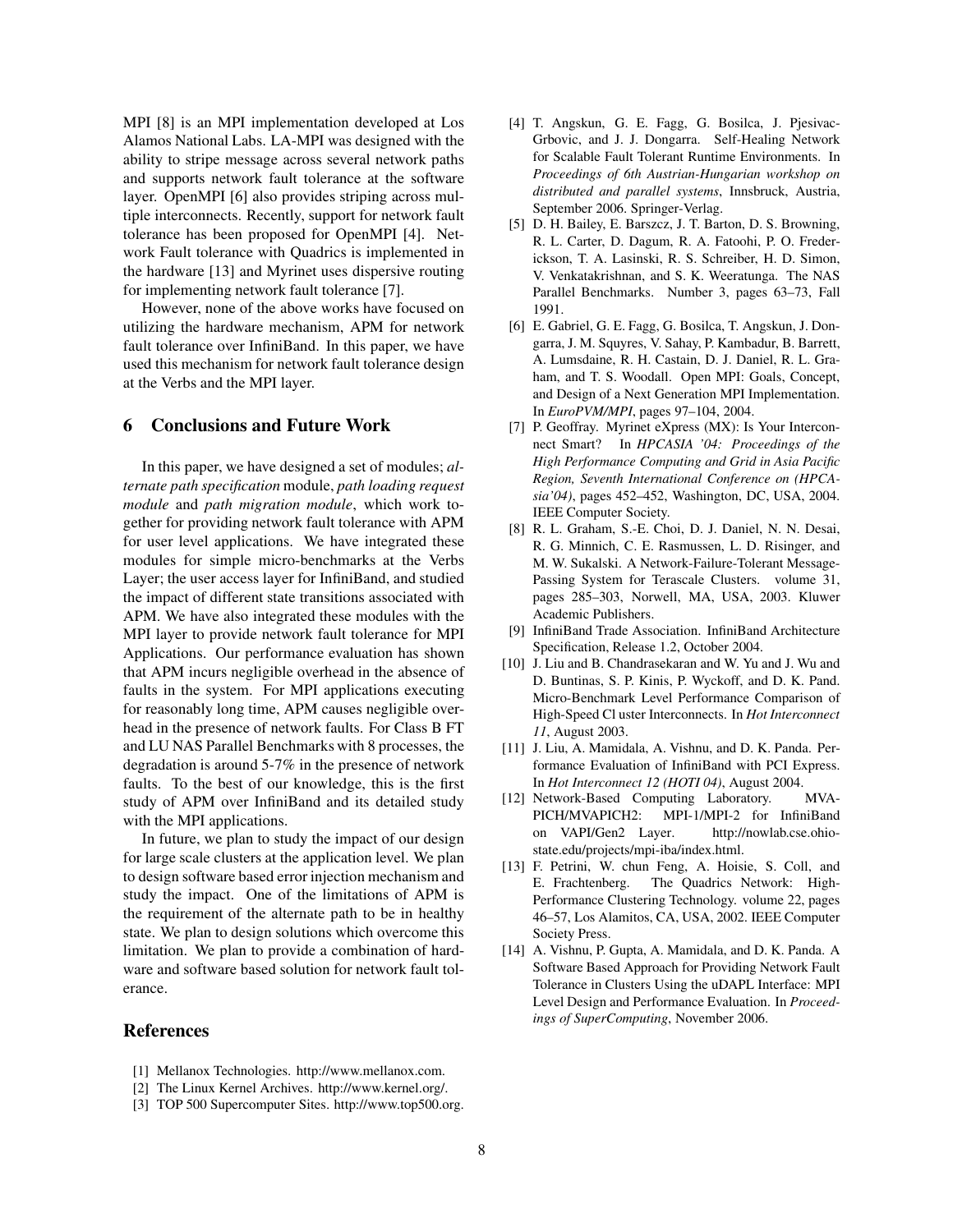MPI [8] is an MPI implementation developed at Los Alamos National Labs. LA-MPI was designed with the ability to stripe message across several network paths and supports network fault tolerance at the software layer. OpenMPI [6] also provides striping across multiple interconnects. Recently, support for network fault tolerance has been proposed for OpenMPI [4]. Network Fault tolerance with Quadrics is implemented in the hardware [13] and Myrinet uses dispersive routing for implementing network fault tolerance [7].

However, none of the above works have focused on utilizing the hardware mechanism, APM for network fault tolerance over InfiniBand. In this paper, we have used this mechanism for network fault tolerance design at the Verbs and the MPI layer.

## 6 Conclusions and Future Work

In this paper, we have designed a set of modules; *alternate path specification* module, *path loading request module* and *path migration module*, which work together for providing network fault tolerance with APM for user level applications. We have integrated these modules for simple micro-benchmarks at the Verbs Layer; the user access layer for InfiniBand, and studied the impact of different state transitions associated with APM. We have also integrated these modules with the MPI layer to provide network fault tolerance for MPI Applications. Our performance evaluation has shown that APM incurs negligible overhead in the absence of faults in the system. For MPI applications executing for reasonably long time, APM causes negligible overhead in the presence of network faults. For Class B FT and LU NAS Parallel Benchmarks with 8 processes, the degradation is around 5-7% in the presence of network faults. To the best of our knowledge, this is the first study of APM over InfiniBand and its detailed study with the MPI applications.

In future, we plan to study the impact of our design for large scale clusters at the application level. We plan to design software based error injection mechanism and study the impact. One of the limitations of APM is the requirement of the alternate path to be in healthy state. We plan to design solutions which overcome this limitation. We plan to provide a combination of hardware and software based solution for network fault tolerance.

## References

[1] Mellanox Technologies. http://www.mellanox.com.

[2] The Linux Kernel Archives. http://www.kernel.org/.

[3] TOP 500 Supercomputer Sites. http://www.top500.org.

[4] T. Angskun, G. E. Fagg, G. Bosilca, J. Pjesivac-Grbovic, and J. J. Dongarra. Self-Healing Network for Scalable Fault Tolerant Runtime Environments. In *Proceedings of 6th Austrian-Hungarian workshop on distributed and parallel systems*, Innsbruck, Austria, September 2006. Springer-Verlag.

[5] D. H. Bailey, E. Barszcz, J. T. Barton, D. S. Browning, R. L. Carter, D. Dagum, R. A. Fatoohi, P. O. Frederickson, T. A. Lasinski, R. S. Schreiber, H. D. Simon, V. Venkatakrishnan, and S. K. Weeratunga. The NAS Parallel Benchmarks. Number 3, pages 63–73, Fall 1991.

[6] E. Gabriel, G. E. Fagg, G. Bosilca, T. Angskun, J. Dongarra, J. M. Squyres, V. Sahay, P. Kambadur, B. Barrett, A. Lumsdaine, R. H. Castain, D. J. Daniel, R. L. Graham, and T. S. Woodall. Open MPI: Goals, Concept, and Design of a Next Generation MPI Implementation. In *EuroPVM/MPI*, pages 97–104, 2004.

[7] P. Geoffray. Myrinet eXpress (MX): Is Your Interconnect Smart? In *HPCASIA '04: Proceedings of the High Performance Computing and Grid in Asia Pacific Region, Seventh International Conference on (HPCAsia'04)*, pages 452–452, Washington, DC, USA, 2004. IEEE Computer Society.

[8] R. L. Graham, S.-E. Choi, D. J. Daniel, N. N. Desai, R. G. Minnich, C. E. Rasmussen, L. D. Risinger, and M. W. Sukalski. A Network-Failure-Tolerant Message-Passing System for Terascale Clusters. volume 31, pages 285–303, Norwell, MA, USA, 2003. Kluwer Academic Publishers.

[9] InfiniBand Trade Association. InfiniBand Architecture Specification, Release 1.2, October 2004.

[10] J. Liu and B. Chandrasekaran and W. Yu and J. Wu and D. Buntinas, S. P. Kinis, P. Wyckoff, and D. K. Pand. Micro-Benchmark Level Performance Comparison of High-Speed Cl uster Interconnects. In *Hot Interconnect 11*, August 2003.

[11] J. Liu, A. Mamidala, A. Vishnu, and D. K. Panda. Performance Evaluation of InfiniBand with PCI Express. In *Hot Interconnect 12 (HOTI 04)*, August 2004.

[12] Network-Based Computing Laboratory. MVAPICH/MVAPICH2: MPI-1/MPI-2 for InfiniBand on VAPI/Gen2 Layer. http://nowlab.cse.ohio-state.edu/projects/mpi-iba/index.html.

[13] F. Petrini, W. chun Feng, A. Hoisie, S. Coll, and E. Frachtenberg. The Quadrics Network: High-Performance Clustering Technology. volume 22, pages 46–57, Los Alamitos, CA, USA, 2002. IEEE Computer Society Press.

[14] A. Vishnu, P. Gupta, A. Mamidala, and D. K. Panda. A Software Based Approach for Providing Network Fault Tolerance in Clusters Using the uDAPL Interface: MPI Level Design and Performance Evaluation. In *Proceedings of SuperComputing*, November 2006.